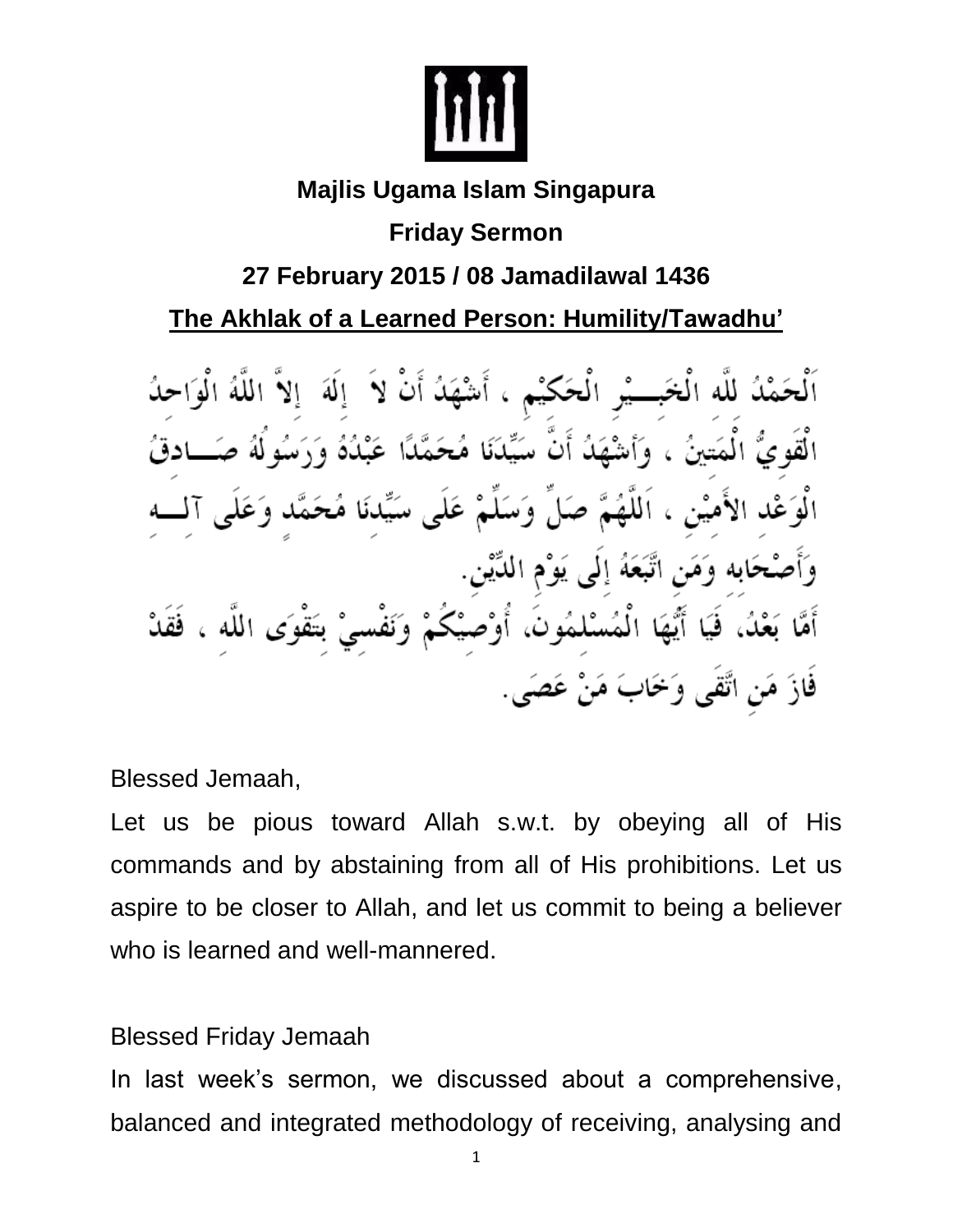**Majlis Ugama Islam Singapura**

**Friday Sermon**

**27 February 2015 / 08 Jamadilawal 1436**

**The Akhlak of a Learned Person: Humility/Tawadhu'**

اَلْحَمْدُ للّٰه الْخَبِيْرِ الْحَكِيْمِ ، أَشْهَدُ أَنْ لاَ إِلَهَ إِلاَّ اللَّهُ الْوَاحِدُ الْقَوِيُّ الْمَتِينُ ، وَأَشْهَدُ أَنَّ سَيِّدَنَا مُحَمَّدًا عَبْدُهُ وَرَسُولُهُ صَادِقُ الْوَعْدِ الأَمِيْنِ ، اَللَّهُمَّ صَلِّ وَسَلِّمْ عَلَى سَيِّدنَا مُحَمَّدٍ وَعَلَى آلِه وَأَصْحَابِه وَمَنِ اتَّبَعَهُ إِلَى يَوْمِ الدِّيْنِ.

أَمَّا بَعْدُ، فَيَا أَيُّهَا الْمُسْلِمُونَ، أُوْصِيْكُمْ وَنَفْسِيْ بِتَقْوَى اللَّهِ ، فَقَدْ فَازَ مَنِ اتَّقَى وَخَابَ مَنْ عَصَى.

Blessed Jemaah,

Let us be pious toward Allah s.w.t. by obeying all of His commands and by abstaining from all of His prohibitions. Let us aspire to be closer to Allah, and let us commit to being a believer who is learned and well-mannered.

Blessed Friday Jemaah

In last week's sermon, we discussed about a comprehensive, balanced and integrated methodology of receiving, analysing and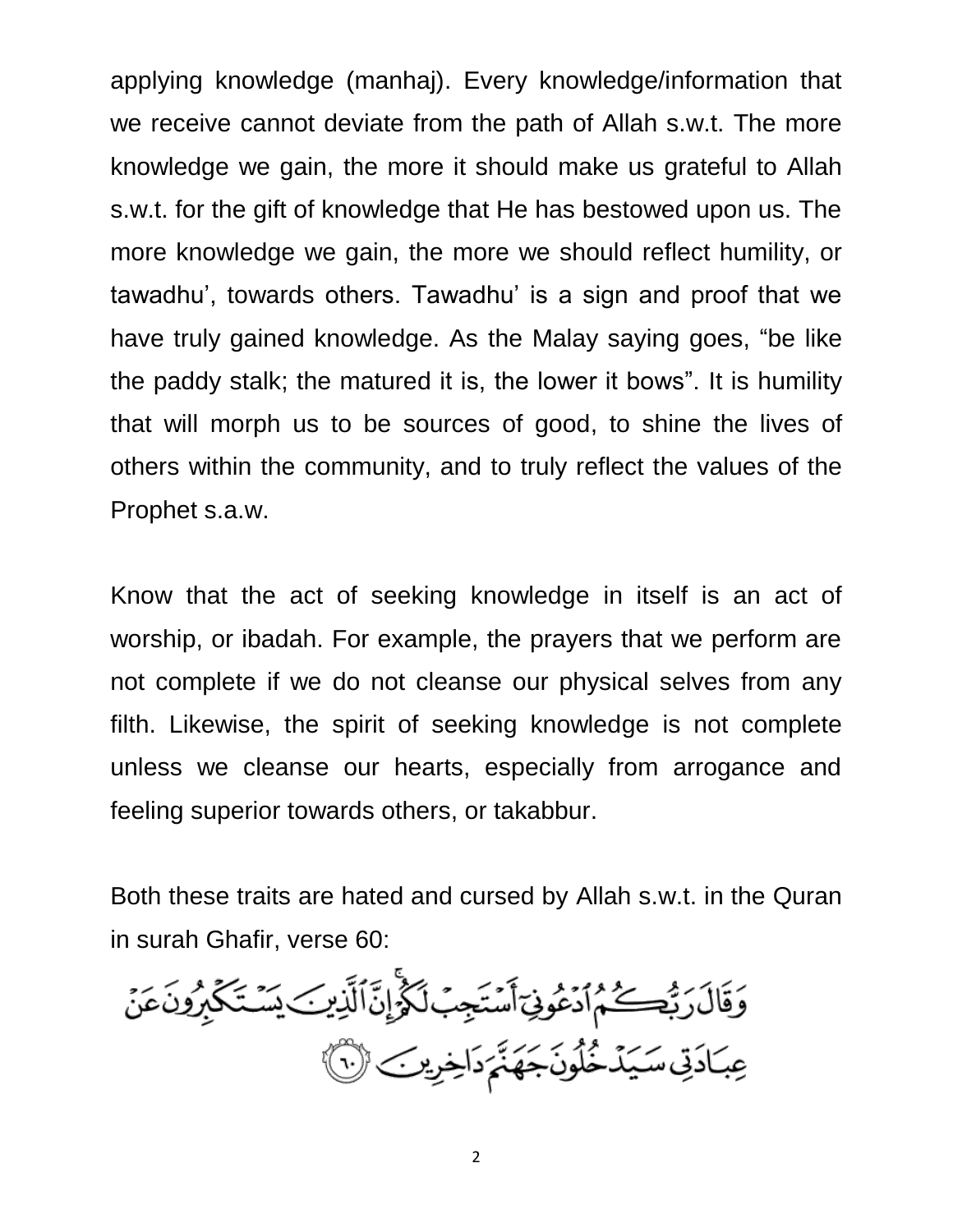applying knowledge (manhaj). Every knowledge/information that we receive cannot deviate from the path of Allah s.w.t. The more knowledge we gain, the more it should make us grateful to Allah s.w.t. for the gift of knowledge that He has bestowed upon us. The more knowledge we gain, the more we should reflect humility, or tawadhu', towards others. Tawadhu' is a sign and proof that we have truly gained knowledge. As the Malay saying goes, "be like the paddy stalk; the matured it is, the lower it bows". It is humility that will morph us to be sources of good, to shine the lives of others within the community, and to truly reflect the values of the Prophet s.a.w.

Know that the act of seeking knowledge in itself is an act of worship, or ibadah. For example, the prayers that we perform are not complete if we do not cleanse our physical selves from any filth. Likewise, the spirit of seeking knowledge is not complete unless we cleanse our hearts, especially from arrogance and feeling superior towards others, or takabbur.

Both these traits are hated and cursed by Allah s.w.t. in the Quran in surah Ghafir, verse 60:

وَقَالَ رَبُّكُمُ ٱدْعُونِىٓ أَسْتَجِبْ لَكُمْ ۚ إِنَّ ٱلَّذِينَ يَسْتَكْبِرُونَ عَنْ عِبَادَتِى سَيَدْخُلُونَ جَهَنَّمَ دَاخِرِينَ ﴿٦٠﴾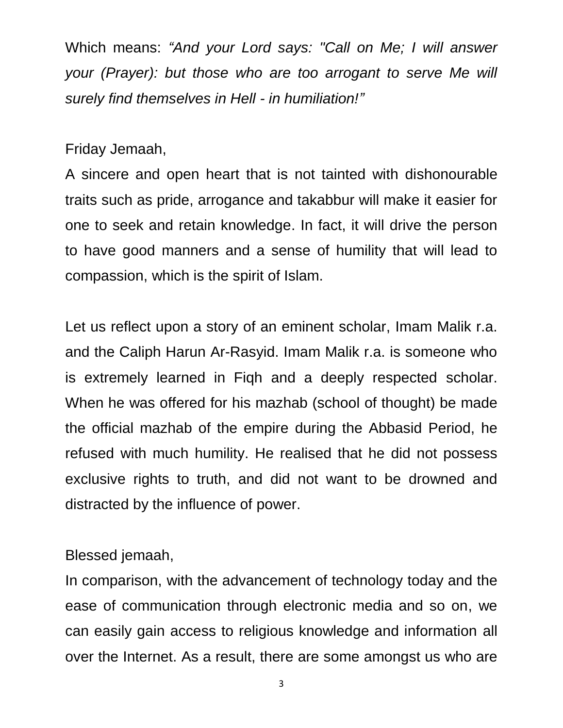Which means: *“And your Lord says: "Call on Me; I will answer your (Prayer): but those who are too arrogant to serve Me will surely find themselves in Hell - in humiliation!”*

Friday Jemaah,

A sincere and open heart that is not tainted with dishonourable traits such as pride, arrogance and takabbur will make it easier for one to seek and retain knowledge. In fact, it will drive the person to have good manners and a sense of humility that will lead to compassion, which is the spirit of Islam.

Let us reflect upon a story of an eminent scholar, Imam Malik r.a. and the Caliph Harun Ar-Rasyid. Imam Malik r.a. is someone who is extremely learned in Fiqh and a deeply respected scholar. When he was offered for his mazhab (school of thought) be made the official mazhab of the empire during the Abbasid Period, he refused with much humility. He realised that he did not possess exclusive rights to truth, and did not want to be drowned and distracted by the influence of power.

Blessed jemaah,

In comparison, with the advancement of technology today and the ease of communication through electronic media and so on, we can easily gain access to religious knowledge and information all over the Internet. As a result, there are some amongst us who are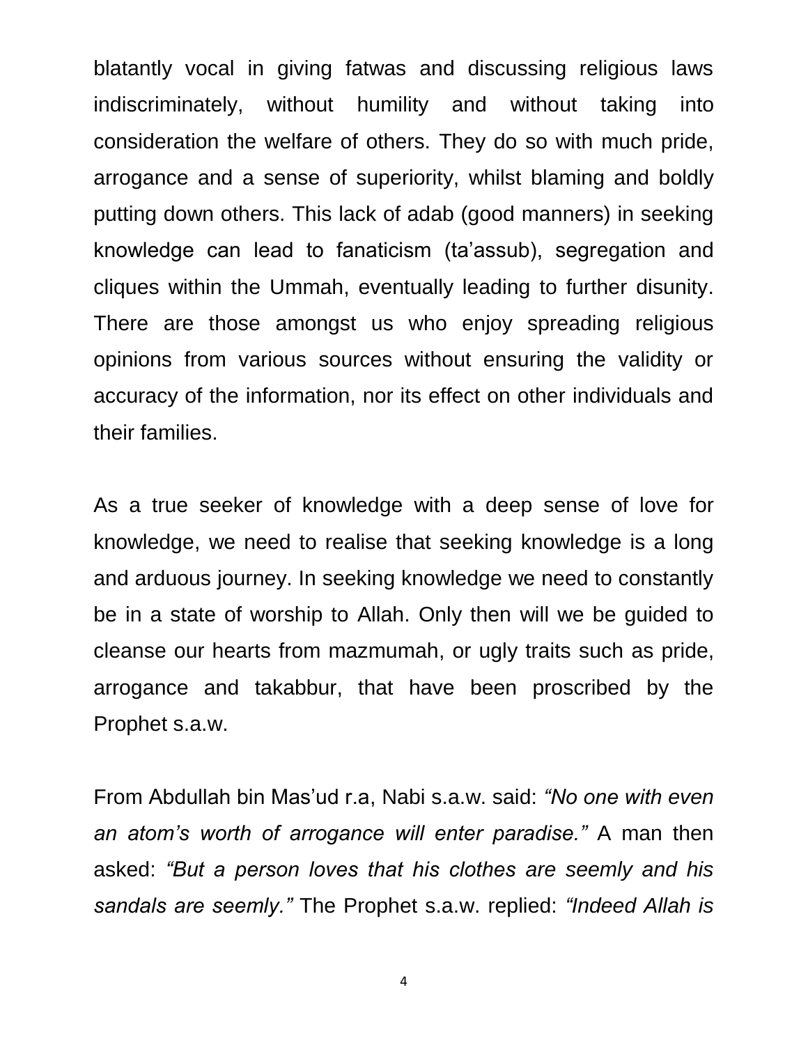blatantly vocal in giving fatwas and discussing religious laws indiscriminately, without humility and without taking into consideration the welfare of others. They do so with much pride, arrogance and a sense of superiority, whilst blaming and boldly putting down others. This lack of adab (good manners) in seeking knowledge can lead to fanaticism (ta'assub), segregation and cliques within the Ummah, eventually leading to further disunity. There are those amongst us who enjoy spreading religious opinions from various sources without ensuring the validity or accuracy of the information, nor its effect on other individuals and their families.

As a true seeker of knowledge with a deep sense of love for knowledge, we need to realise that seeking knowledge is a long and arduous journey. In seeking knowledge we need to constantly be in a state of worship to Allah. Only then will we be guided to cleanse our hearts from mazmumah, or ugly traits such as pride, arrogance and takabbur, that have been proscribed by the Prophet s.a.w.

From Abdullah bin Mas'ud r.a, Nabi s.a.w. said: *"No one with even an atom's worth of arrogance will enter paradise."* A man then asked: *"But a person loves that his clothes are seemly and his sandals are seemly."* The Prophet s.a.w. replied: *"Indeed Allah is*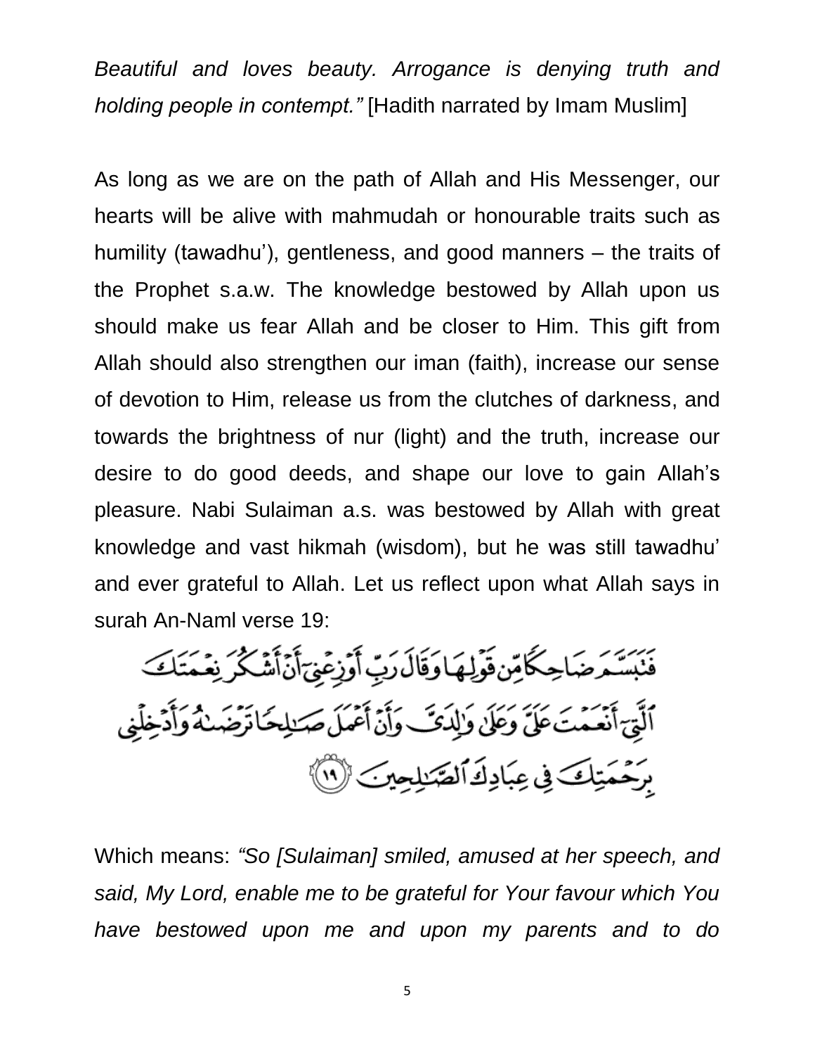*Beautiful and loves beauty. Arrogance is denying truth and holding people in contempt."* [Hadith narrated by Imam Muslim]

As long as we are on the path of Allah and His Messenger, our hearts will be alive with mahmudah or honourable traits such as humility (tawadhu'), gentleness, and good manners – the traits of the Prophet s.a.w. The knowledge bestowed by Allah upon us should make us fear Allah and be closer to Him. This gift from Allah should also strengthen our iman (faith), increase our sense of devotion to Him, release us from the clutches of darkness, and towards the brightness of nur (light) and the truth, increase our desire to do good deeds, and shape our love to gain Allah's pleasure. Nabi Sulaiman a.s. was bestowed by Allah with great knowledge and vast hikmah (wisdom), but he was still tawadhu' and ever grateful to Allah. Let us reflect upon what Allah says in surah An-Naml verse 19:

فَتَبَسَّمَ ضَاحِكًا مِّن قَوْلِهَا وَقَالَ رَبِّ أَوْزِعْنِىٓ أَنْ أَشْكُرَ نِعْمَتَكَ ٱلَّتِىٓ أَنْعَمْتَ عَلَىَّ وَعَلَىٰ وَٰلِدَىَّ وَأَنْ أَعْمَلَ صَٰلِحًا تَرْضَىٰهُ وَأَدْخِلْنِى بِرَحْمَتِكَ فِى عِبَادِكَ ٱلصَّٰلِحِينَ ﴿١٩﴾

Which means: *"So [Sulaiman] smiled, amused at her speech, and said, My Lord, enable me to be grateful for Your favour which You have bestowed upon me and upon my parents and to do*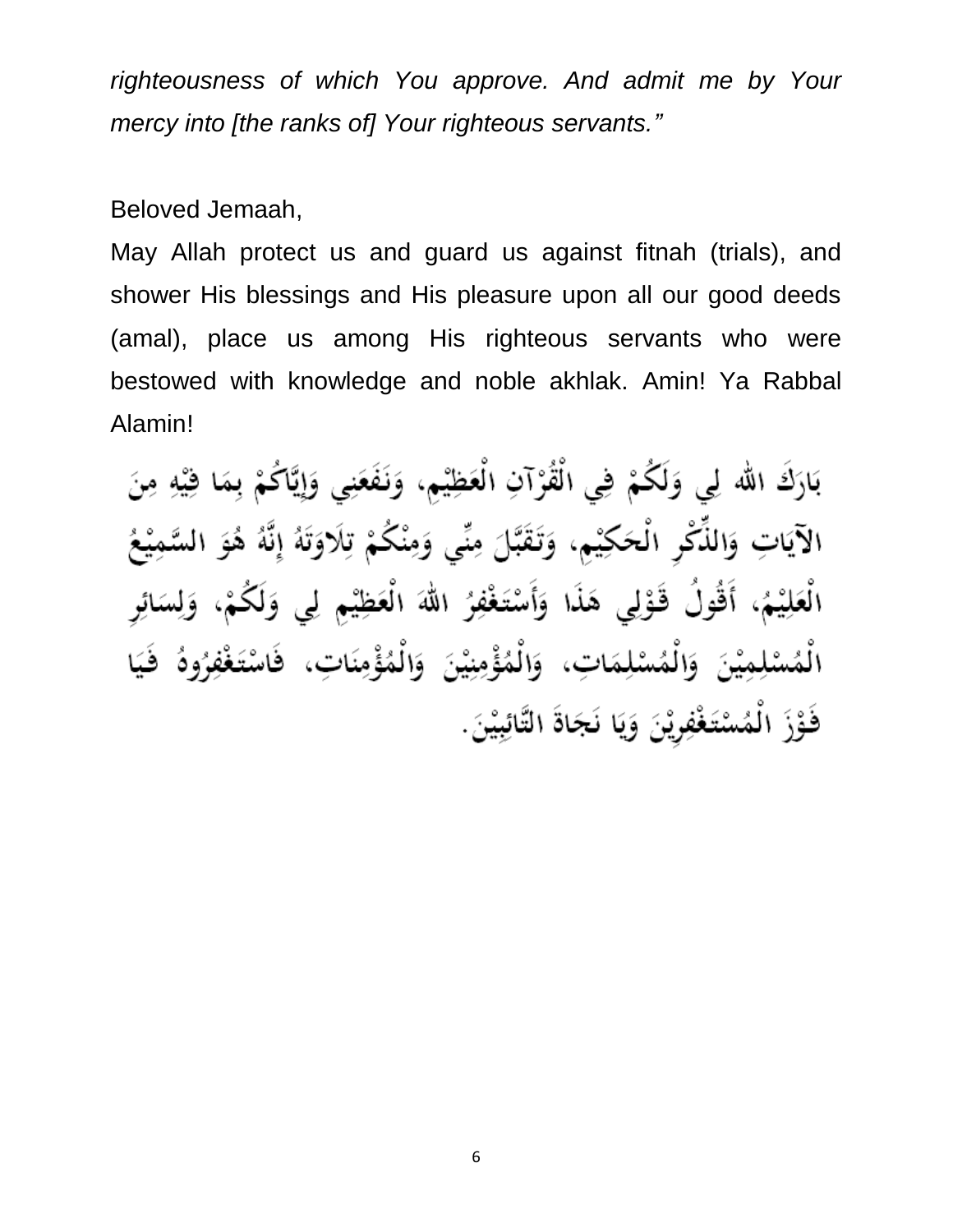*righteousness of which You approve. And admit me by Your mercy into [the ranks of] Your righteous servants."*

Beloved Jemaah,

May Allah protect us and guard us against fitnah (trials), and shower His blessings and His pleasure upon all our good deeds (amal), place us among His righteous servants who were bestowed with knowledge and noble akhlak. Amin! Ya Rabbal Alamin!

بَارَكَ اللهُ لِي وَلَكُمْ فِي الْقُرْآنِ الْعَظِيْمِ، وَنَفَعَنِي وَإِيَّاكُمْ بِمَا فِيْهِ مِنَ الآيَاتِ وَالذِّكْرِ الْحَكِيْمِ، وَتَقَبَّلَ مِنِّي وَمِنْكُمْ تِلَاوَتَهُ إِنَّهُ هُوَ السَّمِيْعُ الْعَلِيْمُ، أَقُولُ قَوْلِي هَذَا وَأَسْتَغْفِرُ اللهَ الْعَظِيْمِ لِي وَلَكُمْ، وَلِسَائِرِ الْمُسْلِمِيْنَ وَالْمُسْلِمَاتِ، وَالْمُؤْمِنِيْنَ وَالْمُؤْمِنَاتِ، فَاسْتَغْفِرُوهُ فَيَا فَوْزَ الْمُسْتَغْفِرِيْنَ وَيَا نَجَاةَ التَّائِبِيْنَ.